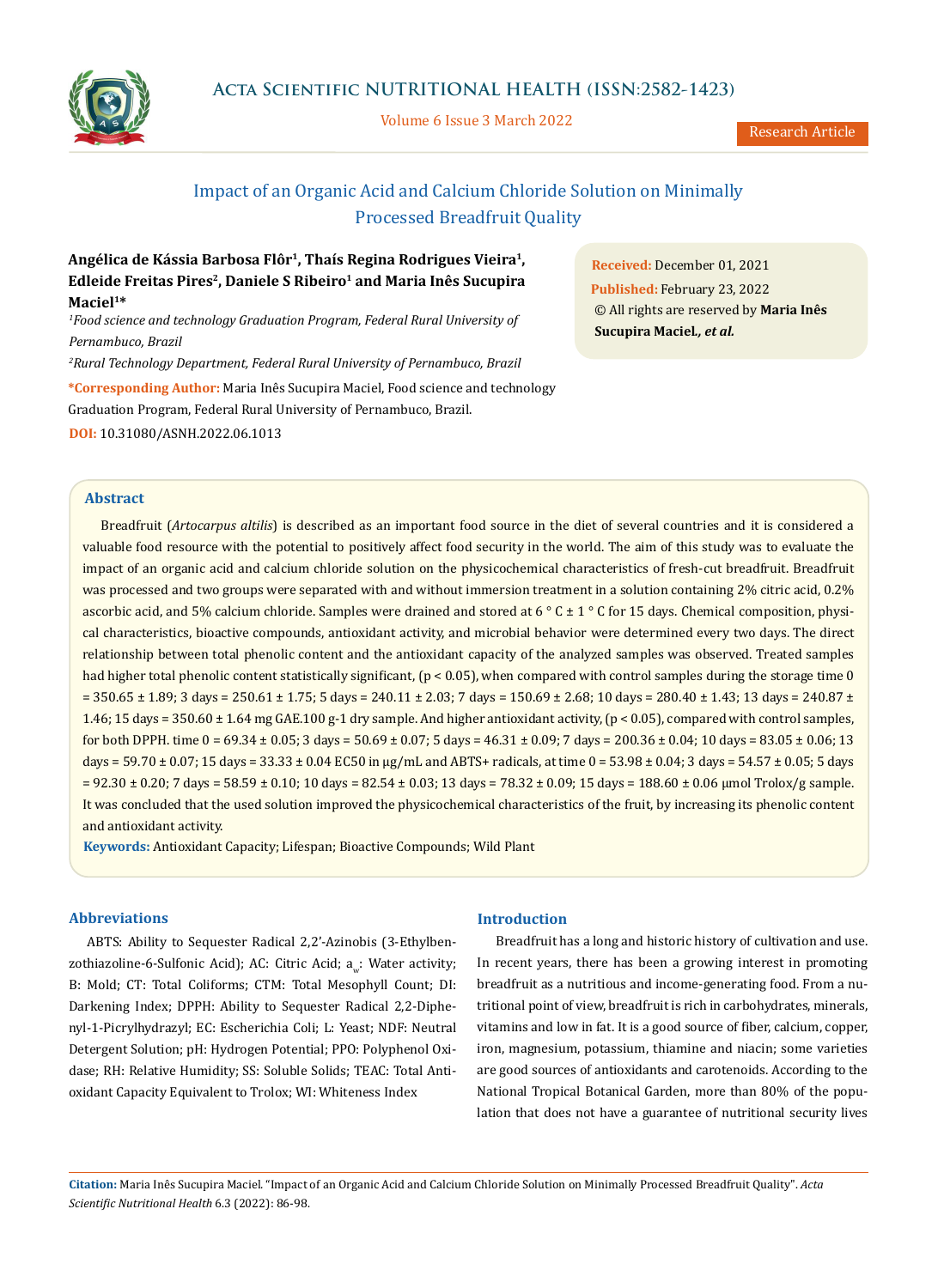# Impact of an Organic Acid and Calcium Chloride Solution on Minimally Processed Breadfruit Quality

**Angélica de Kássia Barbosa Flôr[1], Thaís Regina Rodrigues Vieira[1], Edleide Freitas Pires[2], Daniele S Ribeiro[1] and Maria Inês Sucupira Maciel[1]***

*[1]Food science and technology Graduation Program, Federal Rural University of Pernambuco, Brazil*

*[2]Rural Technology Department, Federal Rural University of Pernambuco, Brazil*

**\*Corresponding Author:** Maria Inês Sucupira Maciel, Food science and technology Graduation Program, Federal Rural University of Pernambuco, Brazil.

**DOI:** 10.31080/ASNH.2022.06.1013

**Received:** December 01, 2021

**Published:** February 23, 2022

© All rights are reserved by **Maria Inês Sucupira Maciel., *et al.***

## Abstract

Breadfruit (*Artocarpus altilis*) is described as an important food source in the diet of several countries and it is considered a valuable food resource with the potential to positively affect food security in the world. The aim of this study was to evaluate the impact of an organic acid and calcium chloride solution on the physicochemical characteristics of fresh-cut breadfruit. Breadfruit was processed and two groups were separated with and without immersion treatment in a solution containing 2% citric acid, 0.2% ascorbic acid, and 5% calcium chloride. Samples were drained and stored at 6 ° C ± 1 ° C for 15 days. Chemical composition, physical characteristics, bioactive compounds, antioxidant activity, and microbial behavior were determined every two days. The direct relationship between total phenolic content and the antioxidant capacity of the analyzed samples was observed. Treated samples had higher total phenolic content statistically significant, ($p < 0.05$), when compared with control samples during the storage time 0 = 350.65 ± 1.89; 3 days = 250.61 ± 1.75; 5 days = 240.11 ± 2.03; 7 days = 150.69 ± 2.68; 10 days = 280.40 ± 1.43; 13 days = 240.87 ± 1.46; 15 days = 350.60 ± 1.64 mg GAE.100 g-1 dry sample. And higher antioxidant activity, ($p < 0.05$), compared with control samples, for both DPPH. time 0 = 69.34 ± 0.05; 3 days = 50.69 ± 0.07; 5 days = 46.31 ± 0.09; 7 days = 200.36 ± 0.04; 10 days = 83.05 ± 0.06; 13 days = 59.70 ± 0.07; 15 days = 33.33 ± 0.04 EC50 in µg/mL and ABTS+ radicals, at time 0 = 53.98 ± 0.04; 3 days = 54.57 ± 0.05; 5 days = 92.30 ± 0.20; 7 days = 58.59 ± 0.10; 10 days = 82.54 ± 0.03; 13 days = 78.32 ± 0.09; 15 days = 188.60 ± 0.06 µmol Trolox/g sample. It was concluded that the used solution improved the physicochemical characteristics of the fruit, by increasing its phenolic content and antioxidant activity.

**Keywords:** Antioxidant Capacity; Lifespan; Bioactive Compounds; Wild Plant

## Abbreviations

ABTS: Ability to Sequester Radical 2,2'-Azinobis (3-Ethylbenzothiazoline-6-Sulfonic Acid); AC: Citric Acid; $a_w$: Water activity; B: Mold; CT: Total Coliforms; CTM: Total Mesophyll Count; DI: Darkening Index; DPPH: Ability to Sequester Radical 2,2-Diphenyl-1-Picrylhydrazyl; EC: Escherichia Coli; L: Yeast; NDF: Neutral Detergent Solution; pH: Hydrogen Potential; PPO: Polyphenol Oxidase; RH: Relative Humidity; SS: Soluble Solids; TEAC: Total Antioxidant Capacity Equivalent to Trolox; WI: Whiteness Index

## Introduction

Breadfruit has a long and historic history of cultivation and use. In recent years, there has been a growing interest in promoting breadfruit as a nutritious and income-generating food. From a nutritional point of view, breadfruit is rich in carbohydrates, minerals, vitamins and low in fat. It is a good source of fiber, calcium, copper, iron, magnesium, potassium, thiamine and niacin; some varieties are good sources of antioxidants and carotenoids. According to the National Tropical Botanical Garden, more than 80% of the population that does not have a guarantee of nutritional security lives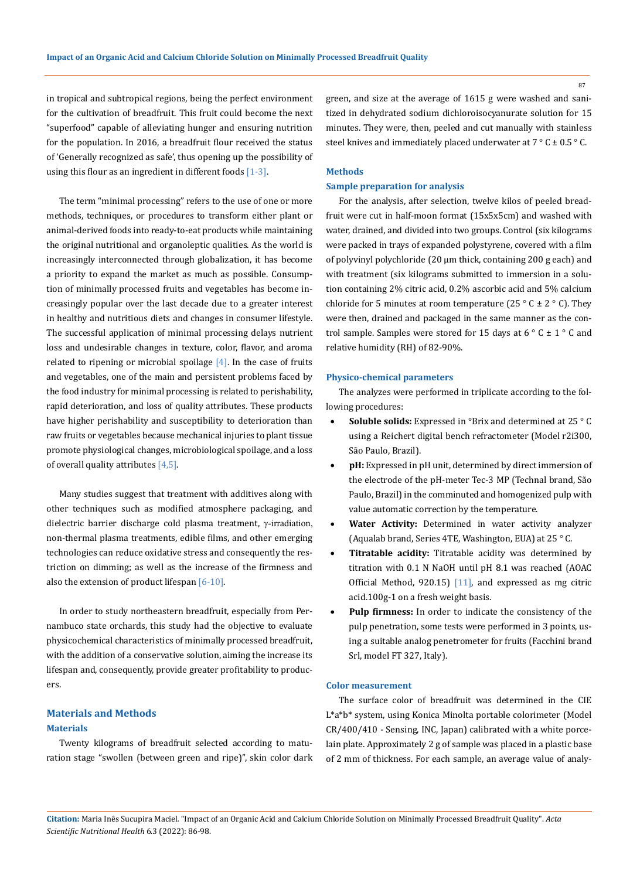in tropical and subtropical regions, being the perfect environment for the cultivation of breadfruit. This fruit could become the next "superfood" capable of alleviating hunger and ensuring nutrition for the population. In 2016, a breadfruit flour received the status of 'Generally recognized as safe', thus opening up the possibility of using this flour as an ingredient in different foods [1-3].

The term "minimal processing" refers to the use of one or more methods, techniques, or procedures to transform either plant or animal-derived foods into ready-to-eat products while maintaining the original nutritional and organoleptic qualities. As the world is increasingly interconnected through globalization, it has become a priority to expand the market as much as possible. Consumption of minimally processed fruits and vegetables has become increasingly popular over the last decade due to a greater interest in healthy and nutritious diets and changes in consumer lifestyle. The successful application of minimal processing delays nutrient loss and undesirable changes in texture, color, flavor, and aroma related to ripening or microbial spoilage [4]. In the case of fruits and vegetables, one of the main and persistent problems faced by the food industry for minimal processing is related to perishability, rapid deterioration, and loss of quality attributes. These products have higher perishability and susceptibility to deterioration than raw fruits or vegetables because mechanical injuries to plant tissue promote physiological changes, microbiological spoilage, and a loss of overall quality attributes [4,5].

Many studies suggest that treatment with additives along with other techniques such as modified atmosphere packaging, and dielectric barrier discharge cold plasma treatment, γ-irradiation, non-thermal plasma treatments, edible films, and other emerging technologies can reduce oxidative stress and consequently the restriction on dimming; as well as the increase of the firmness and also the extension of product lifespan [6-10].

In order to study northeastern breadfruit, especially from Pernambuco state orchards, this study had the objective to evaluate physicochemical characteristics of minimally processed breadfruit, with the addition of a conservative solution, aiming the increase its lifespan and, consequently, provide greater profitability to producers.

## Materials and Methods

### Materials

Twenty kilograms of breadfruit selected according to maturation stage "swollen (between green and ripe)", skin color dark green, and size at the average of 1615 g were washed and sanitized in dehydrated sodium dichloroisocyanurate solution for 15 minutes. They were, then, peeled and cut manually with stainless steel knives and immediately placed underwater at 7 ° C ± 0.5 ° C.

### Methods

### Sample preparation for analysis

For the analysis, after selection, twelve kilos of peeled breadfruit were cut in half-moon format (15x5x5cm) and washed with water, drained, and divided into two groups. Control (six kilograms were packed in trays of expanded polystyrene, covered with a film of polyvinyl polychloride (20 µm thick, containing 200 g each) and with treatment (six kilograms submitted to immersion in a solution containing 2% citric acid, 0.2% ascorbic acid and 5% calcium chloride for 5 minutes at room temperature (25 ° C ± 2 ° C). They were then, drained and packaged in the same manner as the control sample. Samples were stored for 15 days at 6 ° C ± 1 ° C and relative humidity (RH) of 82-90%.

### Physico-chemical parameters

The analyzes were performed in triplicate according to the following procedures:

- **Soluble solids:** Expressed in °Brix and determined at 25 ° C using a Reichert digital bench refractometer (Model r2i300, São Paulo, Brazil).
- **pH:** Expressed in pH unit, determined by direct immersion of the electrode of the pH-meter Tec-3 MP (Technal brand, São Paulo, Brazil) in the comminuted and homogenized pulp with value automatic correction by the temperature.
- **Water Activity:** Determined in water activity analyzer (Aqualab brand, Series 4TE, Washington, EUA) at 25 ° C.
- **Titratable acidity:** Titratable acidity was determined by titration with 0.1 N NaOH until pH 8.1 was reached (AOAC Official Method, 920.15) [11], and expressed as mg citric acid.100g-1 on a fresh weight basis.
- **Pulp firmness:** In order to indicate the consistency of the pulp penetration, some tests were performed in 3 points, using a suitable analog penetrometer for fruits (Facchini brand Srl, model FT 327, Italy).

### Color measurement

The surface color of breadfruit was determined in the CIE L*a*b* system, using Konica Minolta portable colorimeter (Model CR/400/410 - Sensing, INC, Japan) calibrated with a white porcelain plate. Approximately 2 g of sample was placed in a plastic base of 2 mm of thickness. For each sample, an average value of analy-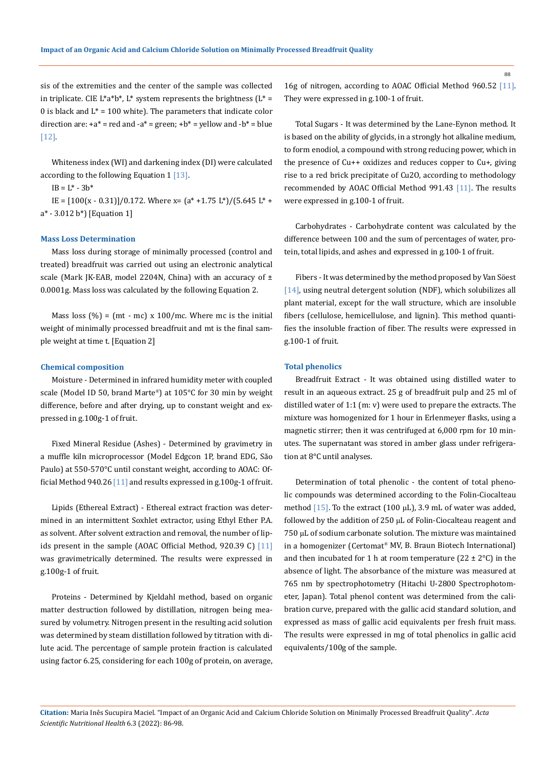sis of the extremities and the center of the sample was collected in triplicate. CIE L*a*b*, L* system represents the brightness (L* = 0 is black and L* = 100 white). The parameters that indicate color direction are: +a* = red and -a* = green; +b* = yellow and -b* = blue [12].

Whiteness index (WI) and darkening index (DI) were calculated according to the following Equation 1 [13].

IB = L* - 3b*

IE = [100(x - 0.31)]/0.172. Where x= (a* +1.75 L*)/(5.645 L* + a* - 3.012 b*) [Equation 1]

### Mass Loss Determination

Mass loss during storage of minimally processed (control and treated) breadfruit was carried out using an electronic analytical scale (Mark JK-EAB, model 2204N, China) with an accuracy of ± 0.0001g. Mass loss was calculated by the following Equation 2.

Mass loss (%) = (mt - mc) x 100/mc. Where mc is the initial weight of minimally processed breadfruit and mt is the final sample weight at time t. [Equation 2]

### Chemical composition

Moisture - Determined in infrared humidity meter with coupled scale (Model ID 50, brand Marte®) at 105°C for 30 min by weight difference, before and after drying, up to constant weight and expressed in g.100g-1 of fruit.

Fixed Mineral Residue (Ashes) - Determined by gravimetry in a muffle kiln microprocessor (Model Edgcon 1P, brand EDG, São Paulo) at 550-570°C until constant weight, according to AOAC: Official Method 940.26 [11] and results expressed in g.100g-1 of fruit.

Lipids (Ethereal Extract) - Ethereal extract fraction was determined in an intermittent Soxhlet extractor, using Ethyl Ether P.A. as solvent. After solvent extraction and removal, the number of lipids present in the sample (AOAC Official Method, 920.39 C) [11] was gravimetrically determined. The results were expressed in g.100g-1 of fruit.

Proteins - Determined by Kjeldahl method, based on organic matter destruction followed by distillation, nitrogen being measured by volumetry. Nitrogen present in the resulting acid solution was determined by steam distillation followed by titration with dilute acid. The percentage of sample protein fraction is calculated using factor 6.25, considering for each 100g of protein, on average, 16g of nitrogen, according to AOAC Official Method 960.52 [11]. They were expressed in g.100-1 of fruit.

Total Sugars - It was determined by the Lane-Eynon method. It is based on the ability of glycids, in a strongly hot alkaline medium, to form enodiol, a compound with strong reducing power, which in the presence of $Cu^{++}$ oxidizes and reduces copper to $Cu^{+}$, giving rise to a red brick precipitate of $Cu_2O$, according to methodology recommended by AOAC Official Method 991.43 [11]. The results were expressed in g.100-1 of fruit.

Carbohydrates - Carbohydrate content was calculated by the difference between 100 and the sum of percentages of water, protein, total lipids, and ashes and expressed in g.100-1 of fruit.

Fibers - It was determined by the method proposed by Van Söest [14], using neutral detergent solution (NDF), which solubilizes all plant material, except for the wall structure, which are insoluble fibers (cellulose, hemicellulose, and lignin). This method quantifies the insoluble fraction of fiber. The results were expressed in g.100-1 of fruit.

### Total phenolics

Breadfruit Extract - It was obtained using distilled water to result in an aqueous extract. 25 g of breadfruit pulp and 25 ml of distilled water of 1:1 (m: v) were used to prepare the extracts. The mixture was homogenized for 1 hour in Erlenmeyer flasks, using a magnetic stirrer; then it was centrifuged at 6,000 rpm for 10 minutes. The supernatant was stored in amber glass under refrigeration at 8°C until analyses.

Determination of total phenolic - the content of total phenolic compounds was determined according to the Folin-Ciocalteau method [15]. To the extract (100 μL), 3.9 mL of water was added, followed by the addition of 250 μL of Folin-Ciocalteau reagent and 750 μL of sodium carbonate solution. The mixture was maintained in a homogenizer (Certomat® MV, B. Braun Biotech International) and then incubated for 1 h at room temperature (22 ± 2°C) in the absence of light. The absorbance of the mixture was measured at 765 nm by spectrophotometry (Hitachi U-2800 Spectrophotometer, Japan). Total phenol content was determined from the calibration curve, prepared with the gallic acid standard solution, and expressed as mass of gallic acid equivalents per fresh fruit mass. The results were expressed in mg of total phenolics in gallic acid equivalents/100g of the sample.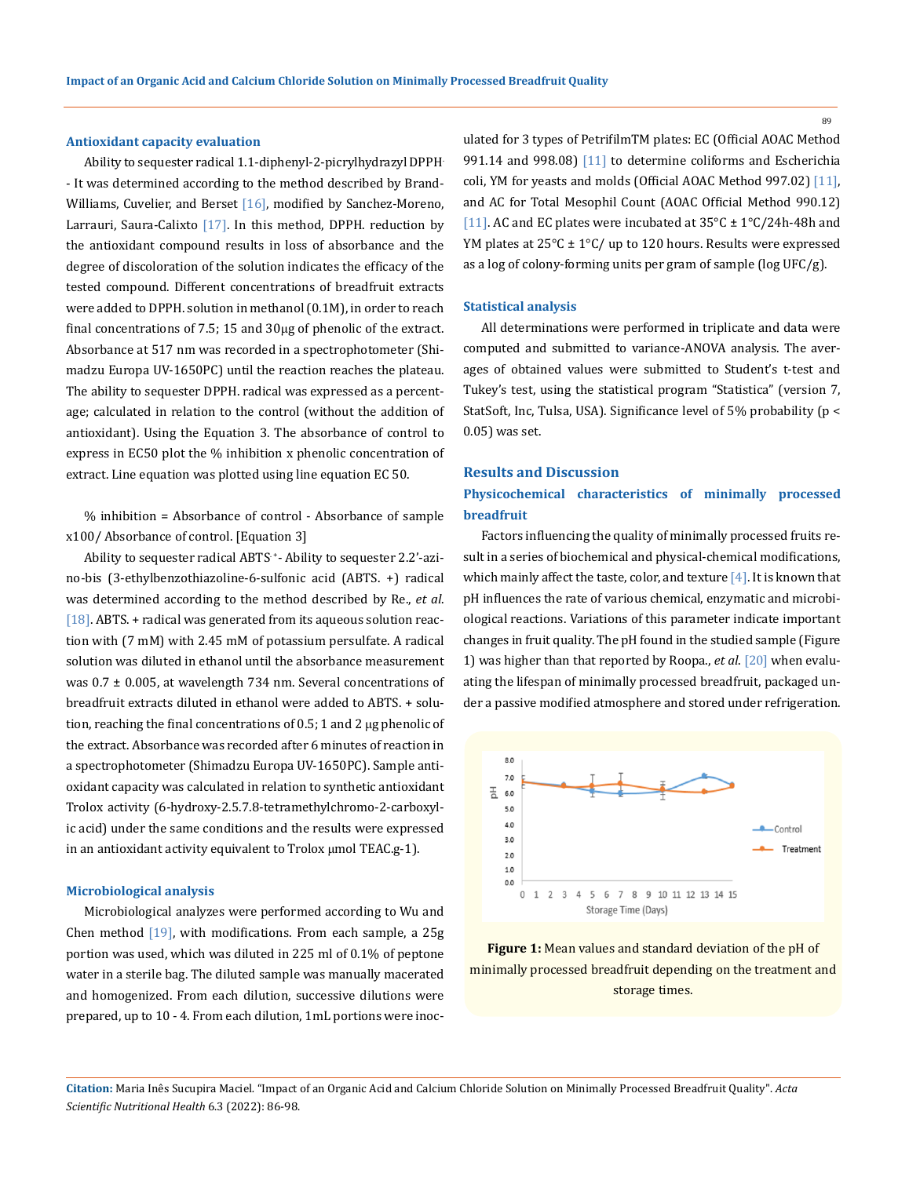### Antioxidant capacity evaluation

Ability to sequester radical 1.1-diphenyl-2-picrylhydrazyl DPPH· - It was determined according to the method described by Brand-Williams, Cuvelier, and Berset [16], modified by Sanchez-Moreno, Larrauri, Saura-Calixto [17]. In this method, DPPH. reduction by the antioxidant compound results in loss of absorbance and the degree of discoloration of the solution indicates the efficacy of the tested compound. Different concentrations of breadfruit extracts were added to DPPH. solution in methanol (0.1M), in order to reach final concentrations of 7.5; 15 and 30μg of phenolic of the extract. Absorbance at 517 nm was recorded in a spectrophotometer (Shimadzu Europa UV-1650PC) until the reaction reaches the plateau. The ability to sequester DPPH. radical was expressed as a percentage; calculated in relation to the control (without the addition of antioxidant). Using the Equation 3. The absorbance of control to express in EC50 plot the % inhibition x phenolic concentration of extract. Line equation was plotted using line equation EC 50.

% inhibition = Absorbance of control - Absorbance of sample x100/ Absorbance of control. [Equation 3]

Ability to sequester radical ABTS·+- Ability to sequester 2.2'-azino-bis (3-ethylbenzothiazoline-6-sulfonic acid (ABTS. +) radical was determined according to the method described by Re., *et al*. [18]. ABTS. + radical was generated from its aqueous solution reaction with (7 mM) with 2.45 mM of potassium persulfate. A radical solution was diluted in ethanol until the absorbance measurement was 0.7 ± 0.005, at wavelength 734 nm. Several concentrations of breadfruit extracts diluted in ethanol were added to ABTS. + solution, reaching the final concentrations of 0.5; 1 and 2 μg phenolic of the extract. Absorbance was recorded after 6 minutes of reaction in a spectrophotometer (Shimadzu Europa UV-1650PC). Sample antioxidant capacity was calculated in relation to synthetic antioxidant Trolox activity (6-hydroxy-2.5.7.8-tetramethylchromo-2-carboxylic acid) under the same conditions and the results were expressed in an antioxidant activity equivalent to Trolox μmol TEAC.g-1).

### Microbiological analysis

Microbiological analyzes were performed according to Wu and Chen method [19], with modifications. From each sample, a 25g portion was used, which was diluted in 225 ml of 0.1% of peptone water in a sterile bag. The diluted sample was manually macerated and homogenized. From each dilution, successive dilutions were prepared, up to 10 - 4. From each dilution, 1mL portions were inoculated for 3 types of PetrifilmTM plates: EC (Official AOAC Method 991.14 and 998.08) [11] to determine coliforms and Escherichia coli, YM for yeasts and molds (Official AOAC Method 997.02) [11], and AC for Total Mesophil Count (AOAC Official Method 990.12) [11]. AC and EC plates were incubated at 35°C ± 1°C/24h-48h and YM plates at 25°C ± 1°C/ up to 120 hours. Results were expressed as a log of colony-forming units per gram of sample (log UFC/g).

### Statistical analysis

All determinations were performed in triplicate and data were computed and submitted to variance-ANOVA analysis. The averages of obtained values were submitted to Student's t-test and Tukey's test, using the statistical program "Statistica" (version 7, StatSoft, Inc, Tulsa, USA). Significance level of 5% probability ($p < 0.05$) was set.

## Results and Discussion

### Physicochemical characteristics of minimally processed breadfruit

Factors influencing the quality of minimally processed fruits result in a series of biochemical and physical-chemical modifications, which mainly affect the taste, color, and texture [4]. It is known that pH influences the rate of various chemical, enzymatic and microbiological reactions. Variations of this parameter indicate important changes in fruit quality. The pH found in the studied sample (Figure 1) was higher than that reported by Roopa., *et al*. [20] when evaluating the lifespan of minimally processed breadfruit, packaged under a passive modified atmosphere and stored under refrigeration.

**Figure 1:** Mean values and standard deviation of the pH of minimally processed breadfruit depending on the treatment and storage times.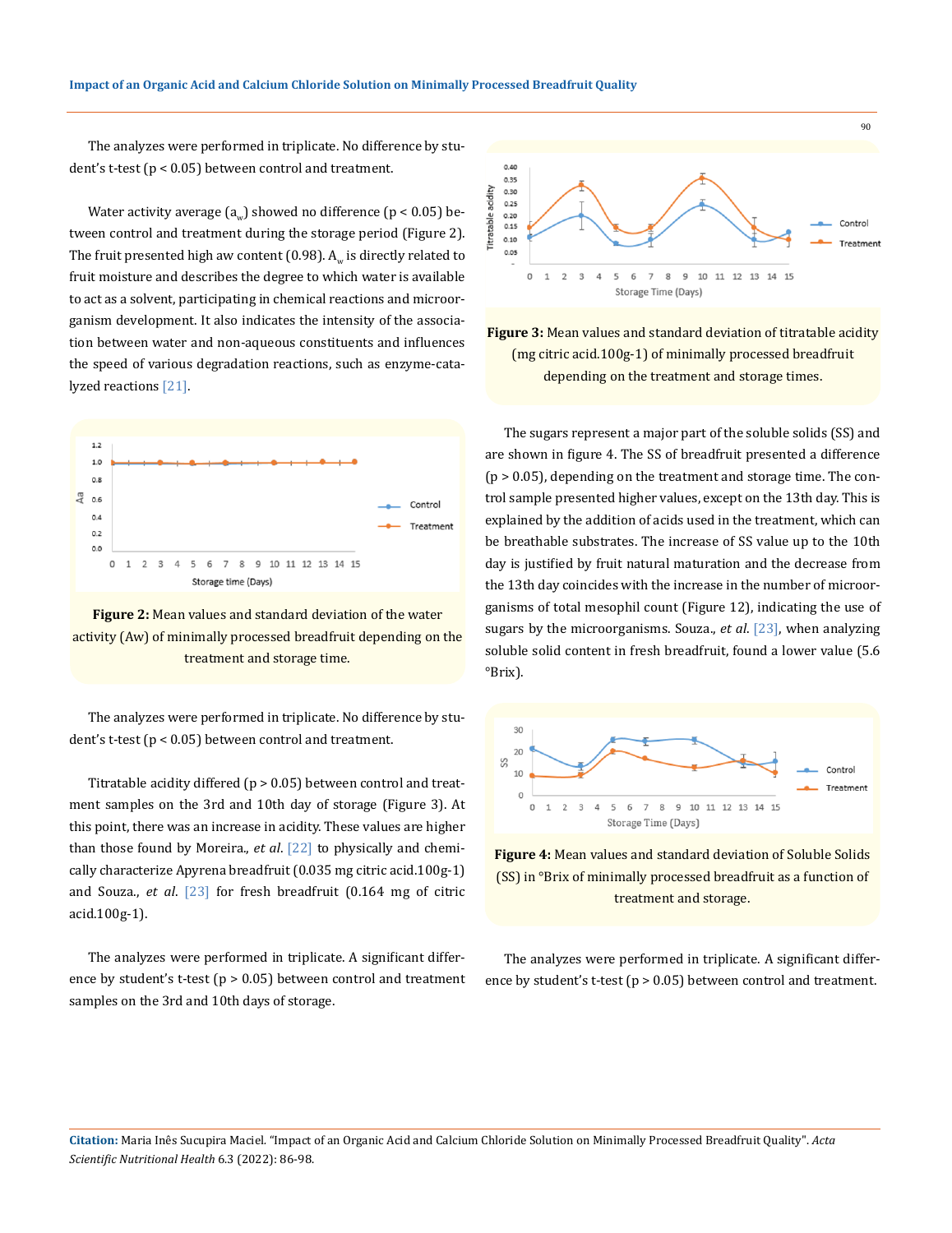The analyzes were performed in triplicate. No difference by student's t-test ($p < 0.05$) between control and treatment.

Water activity average ($a_w$) showed no difference ($p < 0.05$) between control and treatment during the storage period (Figure 2). The fruit presented high aw content (0.98). $A_w$ is directly related to fruit moisture and describes the degree to which water is available to act as a solvent, participating in chemical reactions and microorganism development. It also indicates the intensity of the association between water and non-aqueous constituents and influences the speed of various degradation reactions, such as enzyme-catalyzed reactions [21].

**Figure 2:** Mean values and standard deviation of the water activity (Aw) of minimally processed breadfruit depending on the treatment and storage time.

The analyzes were performed in triplicate. No difference by student's t-test ($p < 0.05$) between control and treatment.

Titratable acidity differed ($p > 0.05$) between control and treatment samples on the 3rd and 10th day of storage (Figure 3). At this point, there was an increase in acidity. These values are higher than those found by Moreira., *et al*. [22] to physically and chemically characterize Apyrena breadfruit (0.035 mg citric acid.100g-1) and Souza., *et al*. [23] for fresh breadfruit (0.164 mg of citric acid.100g-1).

The analyzes were performed in triplicate. A significant difference by student's t-test ($p > 0.05$) between control and treatment samples on the 3rd and 10th days of storage.

**Figure 3:** Mean values and standard deviation of titratable acidity (mg citric acid.100g-1) of minimally processed breadfruit depending on the treatment and storage times.

The sugars represent a major part of the soluble solids (SS) and are shown in figure 4. The SS of breadfruit presented a difference ($p > 0.05$), depending on the treatment and storage time. The control sample presented higher values, except on the 13th day. This is explained by the addition of acids used in the treatment, which can be breathable substrates. The increase of SS value up to the 10th day is justified by fruit natural maturation and the decrease from the 13th day coincides with the increase in the number of microorganisms of total mesophil count (Figure 12), indicating the use of sugars by the microorganisms. Souza., *et al*. [23], when analyzing soluble solid content in fresh breadfruit, found a lower value (5.6 °Brix).

**Figure 4:** Mean values and standard deviation of Soluble Solids (SS) in °Brix of minimally processed breadfruit as a function of treatment and storage.

The analyzes were performed in triplicate. A significant difference by student's t-test ($p > 0.05$) between control and treatment.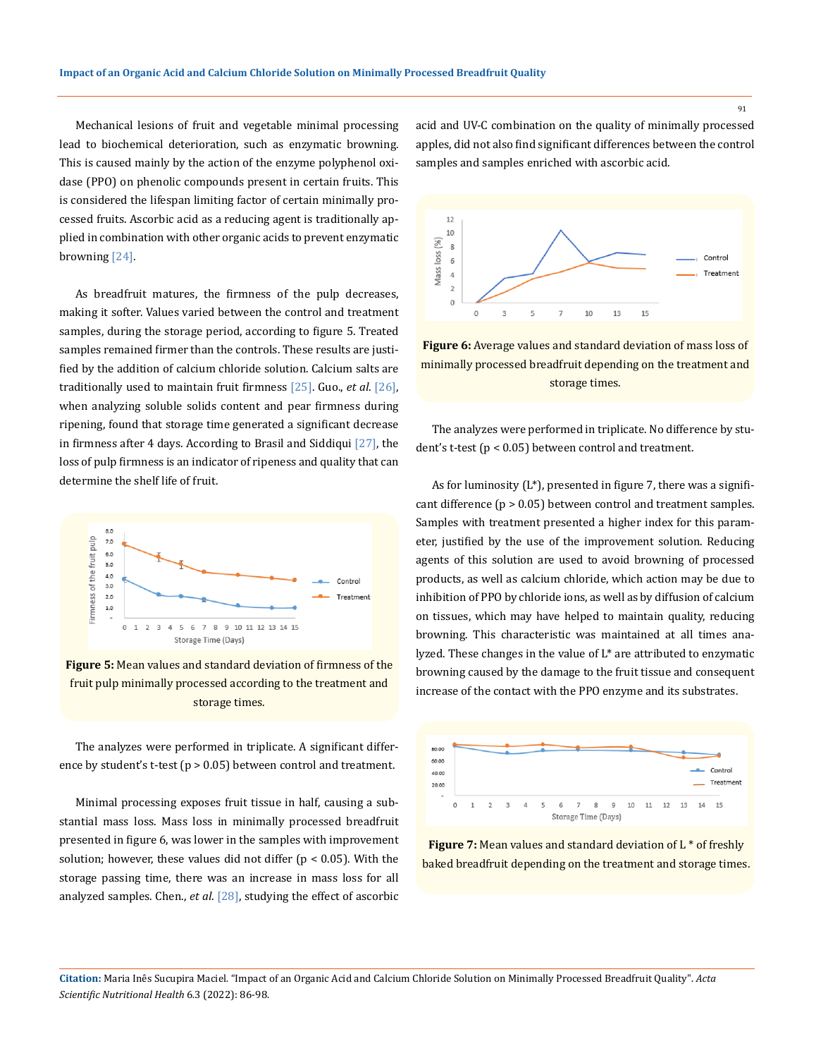Mechanical lesions of fruit and vegetable minimal processing lead to biochemical deterioration, such as enzymatic browning. This is caused mainly by the action of the enzyme polyphenol oxidase (PPO) on phenolic compounds present in certain fruits. This is considered the lifespan limiting factor of certain minimally processed fruits. Ascorbic acid as a reducing agent is traditionally applied in combination with other organic acids to prevent enzymatic browning [24].

As breadfruit matures, the firmness of the pulp decreases, making it softer. Values varied between the control and treatment samples, during the storage period, according to figure 5. Treated samples remained firmer than the controls. These results are justified by the addition of calcium chloride solution. Calcium salts are traditionally used to maintain fruit firmness [25]. Guo., *et al.* [26], when analyzing soluble solids content and pear firmness during ripening, found that storage time generated a significant decrease in firmness after 4 days. According to Brasil and Siddiqui [27], the loss of pulp firmness is an indicator of ripeness and quality that can determine the shelf life of fruit.

**Figure 5:** Mean values and standard deviation of firmness of the fruit pulp minimally processed according to the treatment and storage times.

The analyzes were performed in triplicate. A significant difference by student's t-test ($p > 0.05$) between control and treatment.

Minimal processing exposes fruit tissue in half, causing a substantial mass loss. Mass loss in minimally processed breadfruit presented in figure 6, was lower in the samples with improvement solution; however, these values did not differ ($p < 0.05$). With the storage passing time, there was an increase in mass loss for all analyzed samples. Chen., *et al.* [28], studying the effect of ascorbic acid and UV-C combination on the quality of minimally processed apples, did not also find significant differences between the control samples and samples enriched with ascorbic acid.

**Figure 6:** Average values and standard deviation of mass loss of minimally processed breadfruit depending on the treatment and storage times.

The analyzes were performed in triplicate. No difference by student's t-test ($p < 0.05$) between control and treatment.

As for luminosity (L*), presented in figure 7, there was a significant difference ($p > 0.05$) between control and treatment samples. Samples with treatment presented a higher index for this parameter, justified by the use of the improvement solution. Reducing agents of this solution are used to avoid browning of processed products, as well as calcium chloride, which action may be due to inhibition of PPO by chloride ions, as well as by diffusion of calcium on tissues, which may have helped to maintain quality, reducing browning. This characteristic was maintained at all times analyzed. These changes in the value of L* are attributed to enzymatic browning caused by the damage to the fruit tissue and consequent increase of the contact with the PPO enzyme and its substrates.

**Figure 7:** Mean values and standard deviation of L * of freshly baked breadfruit depending on the treatment and storage times.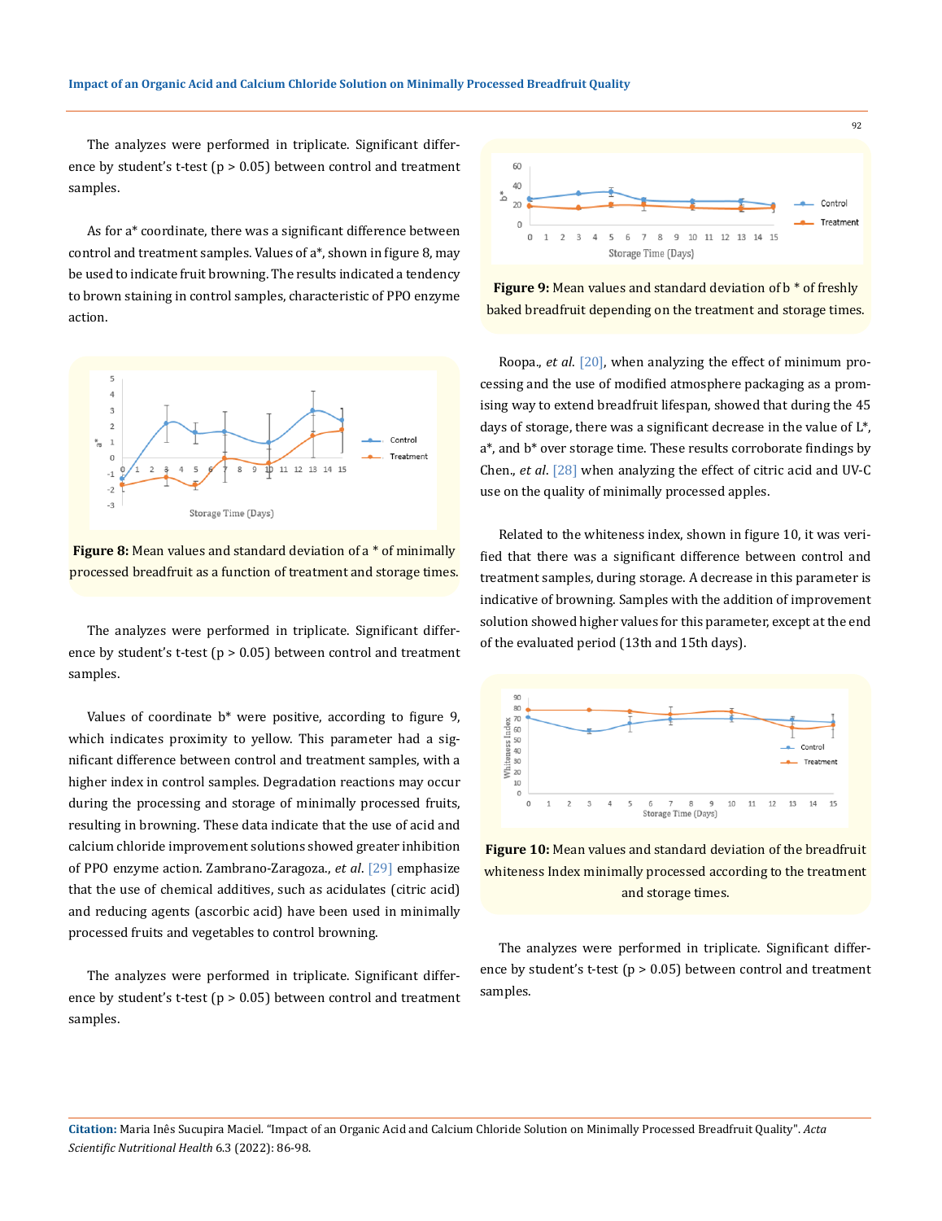The analyzes were performed in triplicate. Significant difference by student's t-test ($p > 0.05$) between control and treatment samples.

As for a* coordinate, there was a significant difference between control and treatment samples. Values of a*, shown in figure 8, may be used to indicate fruit browning. The results indicated a tendency to brown staining in control samples, characteristic of PPO enzyme action.

**Figure 8:** Mean values and standard deviation of a * of minimally processed breadfruit as a function of treatment and storage times.

The analyzes were performed in triplicate. Significant difference by student's t-test ($p > 0.05$) between control and treatment samples.

Values of coordinate b* were positive, according to figure 9, which indicates proximity to yellow. This parameter had a significant difference between control and treatment samples, with a higher index in control samples. Degradation reactions may occur during the processing and storage of minimally processed fruits, resulting in browning. These data indicate that the use of acid and calcium chloride improvement solutions showed greater inhibition of PPO enzyme action. Zambrano-Zaragoza., *et al*. [29] emphasize that the use of chemical additives, such as acidulates (citric acid) and reducing agents (ascorbic acid) have been used in minimally processed fruits and vegetables to control browning.

The analyzes were performed in triplicate. Significant difference by student's t-test ($p > 0.05$) between control and treatment samples.

**Figure 9:** Mean values and standard deviation of b * of freshly baked breadfruit depending on the treatment and storage times.

Roopa., *et al*. [20], when analyzing the effect of minimum processing and the use of modified atmosphere packaging as a promising way to extend breadfruit lifespan, showed that during the 45 days of storage, there was a significant decrease in the value of L*, a*, and b* over storage time. These results corroborate findings by Chen., *et al*. [28] when analyzing the effect of citric acid and UV-C use on the quality of minimally processed apples.

Related to the whiteness index, shown in figure 10, it was verified that there was a significant difference between control and treatment samples, during storage. A decrease in this parameter is indicative of browning. Samples with the addition of improvement solution showed higher values for this parameter, except at the end of the evaluated period (13th and 15th days).

**Figure 10:** Mean values and standard deviation of the breadfruit whiteness Index minimally processed according to the treatment and storage times.

The analyzes were performed in triplicate. Significant difference by student's t-test ($p > 0.05$) between control and treatment samples.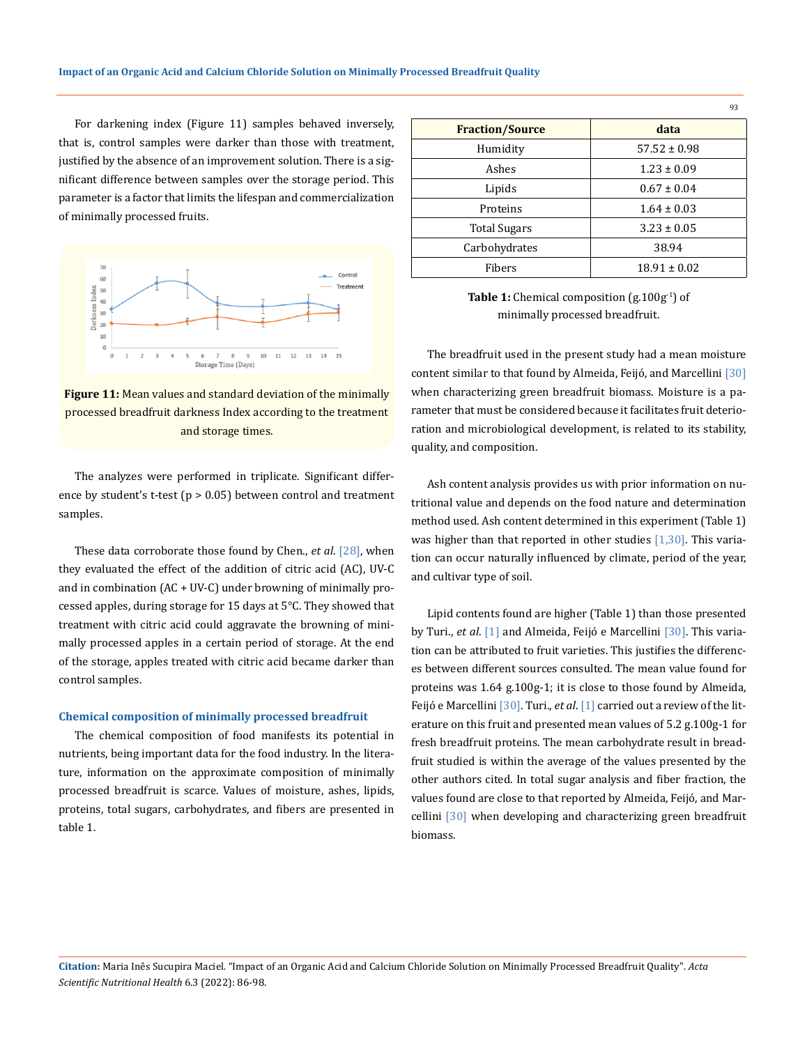For darkening index (Figure 11) samples behaved inversely, that is, control samples were darker than those with treatment, justified by the absence of an improvement solution. There is a significant difference between samples over the storage period. This parameter is a factor that limits the lifespan and commercialization of minimally processed fruits.

**Figure 11:** Mean values and standard deviation of the minimally processed breadfruit darkness Index according to the treatment and storage times.

The analyzes were performed in triplicate. Significant difference by student's t-test ($p > 0.05$) between control and treatment samples.

These data corroborate those found by Chen., *et al.* [28], when they evaluated the effect of the addition of citric acid (AC), UV-C and in combination (AC + UV-C) under browning of minimally processed apples, during storage for 15 days at 5°C. They showed that treatment with citric acid could aggravate the browning of minimally processed apples in a certain period of storage. At the end of the storage, apples treated with citric acid became darker than control samples.

### Chemical composition of minimally processed breadfruit

The chemical composition of food manifests its potential in nutrients, being important data for the food industry. In the literature, information on the approximate composition of minimally processed breadfruit is scarce. Values of moisture, ashes, lipids, proteins, total sugars, carbohydrates, and fibers are presented in table 1.

| Fraction/Source | data |
| --- | --- |
| Humidity | 57.52 ± 0.98 |
| Ashes | 1.23 ± 0.09 |
| Lipids | 0.67 ± 0.04 |
| Proteins | 1.64 ± 0.03 |
| Total Sugars | 3.23 ± 0.05 |
| Carbohydrates | 38.94 |
| Fibers | 18.91 ± 0.02 |

**Table 1:** Chemical composition ($g.100g^{-1}$) of minimally processed breadfruit.

The breadfruit used in the present study had a mean moisture content similar to that found by Almeida, Feijó, and Marcellini [30] when characterizing green breadfruit biomass. Moisture is a parameter that must be considered because it facilitates fruit deterioration and microbiological development, is related to its stability, quality, and composition.

Ash content analysis provides us with prior information on nutritional value and depends on the food nature and determination method used. Ash content determined in this experiment (Table 1) was higher than that reported in other studies [1,30]. This variation can occur naturally influenced by climate, period of the year, and cultivar type of soil.

Lipid contents found are higher (Table 1) than those presented by Turi., *et al.* [1] and Almeida, Feijó e Marcellini [30]. This variation can be attributed to fruit varieties. This justifies the differences between different sources consulted. The mean value found for proteins was 1.64 g.100g-1; it is close to those found by Almeida, Feijó e Marcellini [30]. Turi., *et al.* [1] carried out a review of the literature on this fruit and presented mean values of 5.2 g.100g-1 for fresh breadfruit proteins. The mean carbohydrate result in breadfruit studied is within the average of the values presented by the other authors cited. In total sugar analysis and fiber fraction, the values found are close to that reported by Almeida, Feijó, and Marcellini [30] when developing and characterizing green breadfruit biomass.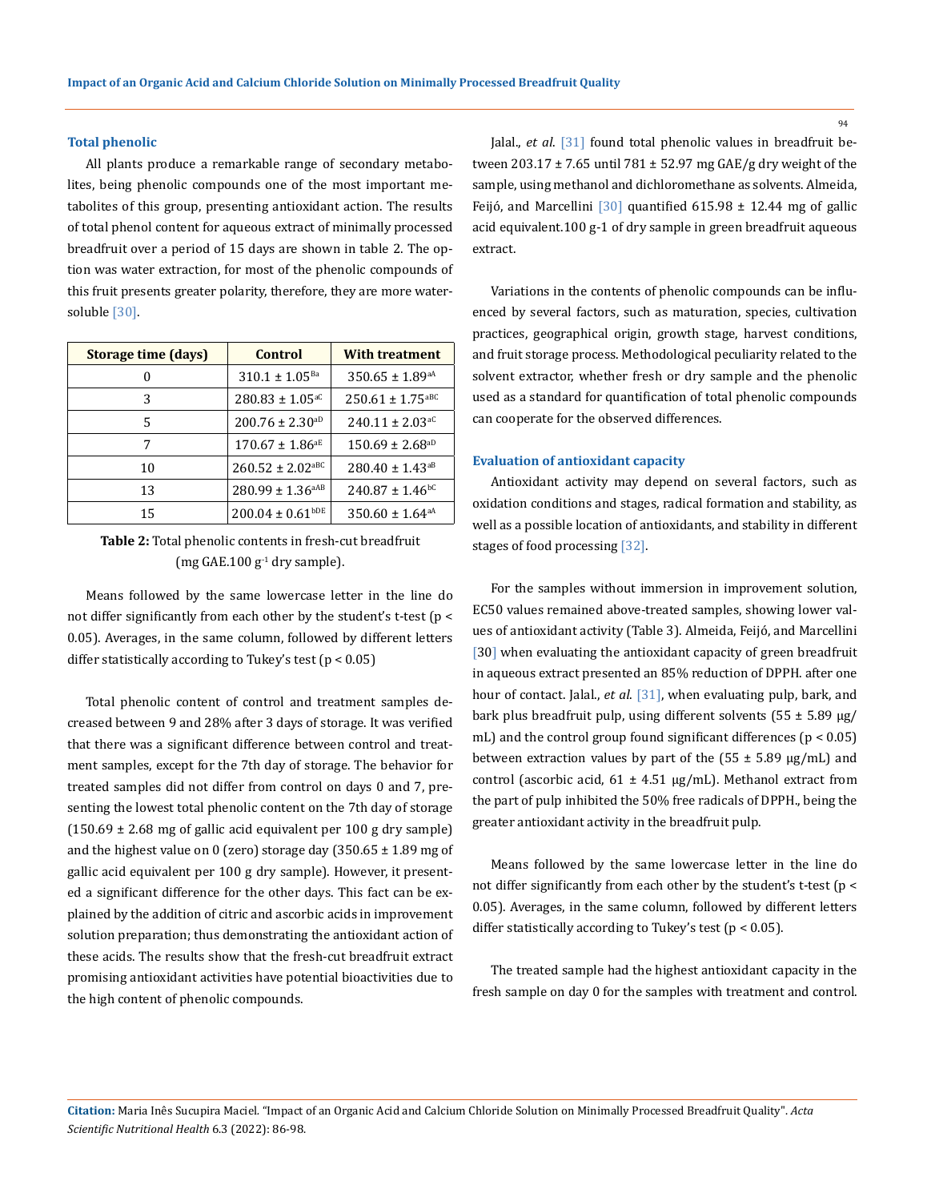### Total phenolic

All plants produce a remarkable range of secondary metabolites, being phenolic compounds one of the most important metabolites of this group, presenting antioxidant action. The results of total phenol content for aqueous extract of minimally processed breadfruit over a period of 15 days are shown in table 2. The option was water extraction, for most of the phenolic compounds of this fruit presents greater polarity, therefore, they are more water-soluble [30].

| Storage time (days) | Control | With treatment |
|---|---|---|
| 0 | 310.1 ± 1.05$^{Ba}$ | 350.65 ± 1.89$^{aA}$ |
| 3 | 280.83 ± 1.05$^{aC}$ | 250.61 ± 1.75$^{aBC}$ |
| 5 | 200.76 ± 2.30$^{aD}$ | 240.11 ± 2.03$^{aC}$ |
| 7 | 170.67 ± 1.86$^{aE}$ | 150.69 ± 2.68$^{aD}$ |
| 10 | 260.52 ± 2.02$^{aBC}$ | 280.40 ± 1.43$^{aB}$ |
| 13 | 280.99 ± 1.36$^{aAB}$ | 240.87 ± 1.46$^{bC}$ |
| 15 | 200.04 ± 0.61$^{bDE}$ | 350.60 ± 1.64$^{aA}$ |

**Table 2:** Total phenolic contents in fresh-cut breadfruit (mg GAE.100 $g^{-1}$ dry sample).

Means followed by the same lowercase letter in the line do not differ significantly from each other by the student's t-test ($p < 0.05$). Averages, in the same column, followed by different letters differ statistically according to Tukey's test ($p < 0.05$)

Total phenolic content of control and treatment samples decreased between 9 and 28% after 3 days of storage. It was verified that there was a significant difference between control and treatment samples, except for the 7th day of storage. The behavior for treated samples did not differ from control on days 0 and 7, presenting the lowest total phenolic content on the 7th day of storage (150.69 ± 2.68 mg of gallic acid equivalent per 100 g dry sample) and the highest value on 0 (zero) storage day (350.65 ± 1.89 mg of gallic acid equivalent per 100 g dry sample). However, it presented a significant difference for the other days. This fact can be explained by the addition of citric and ascorbic acids in improvement solution preparation; thus demonstrating the antioxidant action of these acids. The results show that the fresh-cut breadfruit extract promising antioxidant activities have potential bioactivities due to the high content of phenolic compounds.

Jalal., *et al*. [31] found total phenolic values in breadfruit between 203.17 ± 7.65 until 781 ± 52.97 mg GAE/g dry weight of the sample, using methanol and dichloromethane as solvents. Almeida, Feijó, and Marcellini [30] quantified 615.98 ± 12.44 mg of gallic acid equivalent.100 g-1 of dry sample in green breadfruit aqueous extract.

Variations in the contents of phenolic compounds can be influenced by several factors, such as maturation, species, cultivation practices, geographical origin, growth stage, harvest conditions, and fruit storage process. Methodological peculiarity related to the solvent extractor, whether fresh or dry sample and the phenolic used as a standard for quantification of total phenolic compounds can cooperate for the observed differences.

### Evaluation of antioxidant capacity

Antioxidant activity may depend on several factors, such as oxidation conditions and stages, radical formation and stability, as well as a possible location of antioxidants, and stability in different stages of food processing [32].

For the samples without immersion in improvement solution, EC50 values remained above-treated samples, showing lower values of antioxidant activity (Table 3). Almeida, Feijó, and Marcellini [30] when evaluating the antioxidant capacity of green breadfruit in aqueous extract presented an 85% reduction of DPPH. after one hour of contact. Jalal., *et al*. [31], when evaluating pulp, bark, and bark plus breadfruit pulp, using different solvents (55 ± 5.89 μg/mL) and the control group found significant differences ($p < 0.05$) between extraction values by part of the (55 ± 5.89 μg/mL) and control (ascorbic acid, 61 ± 4.51 μg/mL). Methanol extract from the part of pulp inhibited the 50% free radicals of DPPH., being the greater antioxidant activity in the breadfruit pulp.

Means followed by the same lowercase letter in the line do not differ significantly from each other by the student's t-test ($p < 0.05$). Averages, in the same column, followed by different letters differ statistically according to Tukey's test ($p < 0.05$).

The treated sample had the highest antioxidant capacity in the fresh sample on day 0 for the samples with treatment and control.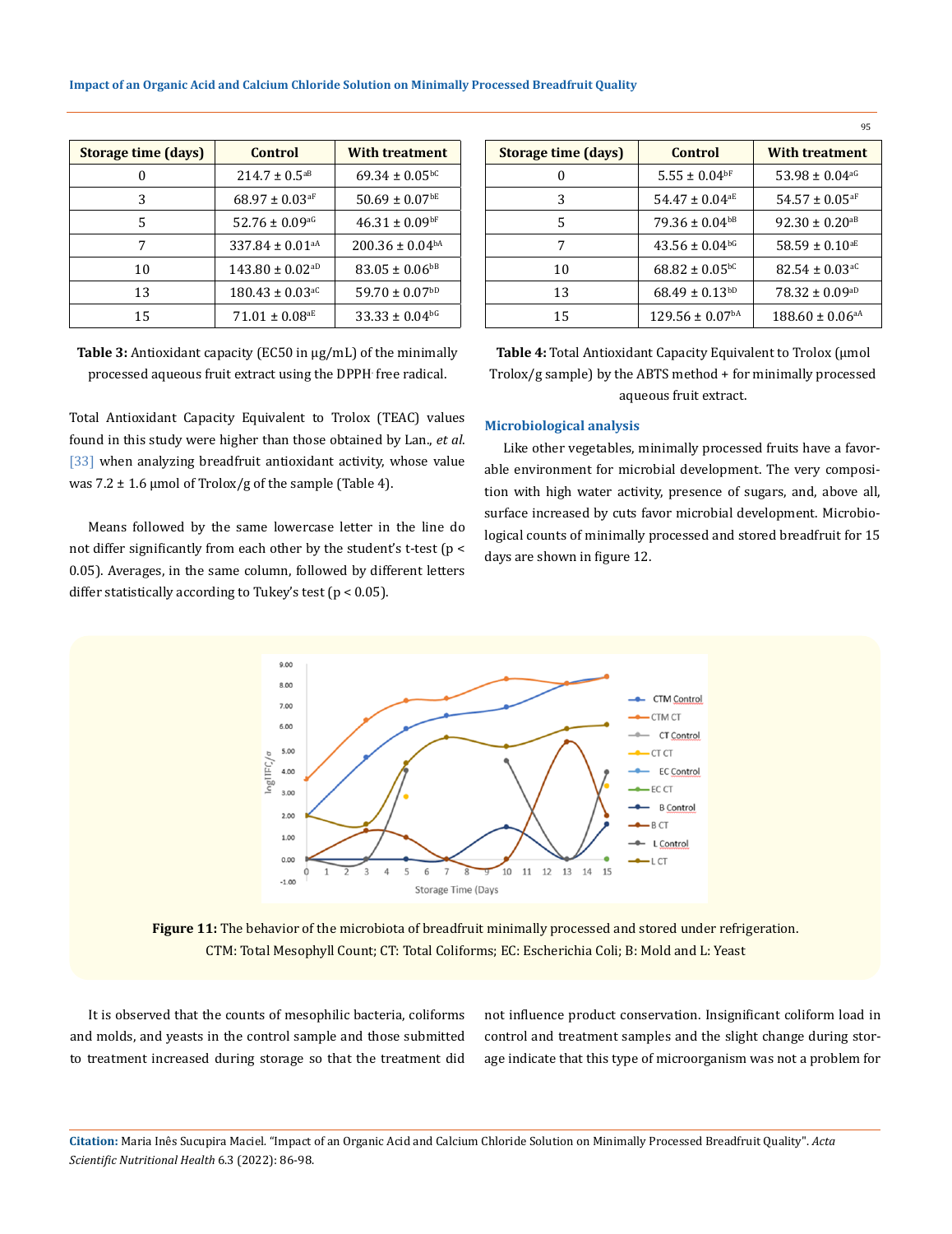| Storage time (days) | Control | With treatment |
|---|---|---|
| 0 | 214.7 ± 0.5[aB] | 69.34 ± 0.05[bC] |
| 3 | 68.97 ± 0.03[aF] | 50.69 ± 0.07[bE] |
| 5 | 52.76 ± 0.09[aG] | 46.31 ± 0.09[bF] |
| 7 | 337.84 ± 0.01[aA] | 200.36 ± 0.04[bA] |
| 10 | 143.80 ± 0.02[aD] | 83.05 ± 0.06[bB] |
| 13 | 180.43 ± 0.03[aC] | 59.70 ± 0.07[bD] |
| 15 | 71.01 ± 0.08[aE] | 33.33 ± 0.04[bG] |

**Table 3:** Antioxidant capacity (EC50 in μg/mL) of the minimally processed aqueous fruit extract using the DPPH· free radical.

Total Antioxidant Capacity Equivalent to Trolox (TEAC) values found in this study were higher than those obtained by Lan., *et al*. [33] when analyzing breadfruit antioxidant activity, whose value was 7.2 ± 1.6 μmol of Trolox/g of the sample (Table 4).

Means followed by the same lowercase letter in the line do not differ significantly from each other by the student's t-test ($p < 0.05$). Averages, in the same column, followed by different letters differ statistically according to Tukey's test ($p < 0.05$).

| Storage time (days) | Control | With treatment |
|---|---|---|
| 0 | 5.55 ± 0.04[bF] | 53.98 ± 0.04[aG] |
| 3 | 54.47 ± 0.04[aE] | 54.57 ± 0.05[aF] |
| 5 | 79.36 ± 0.04[bB] | 92.30 ± 0.20[aB] |
| 7 | 43.56 ± 0.04[bG] | 58.59 ± 0.10[aE] |
| 10 | 68.82 ± 0.05[bC] | 82.54 ± 0.03[aC] |
| 13 | 68.49 ± 0.13[bD] | 78.32 ± 0.09[aD] |
| 15 | 129.56 ± 0.07[bA] | 188.60 ± 0.06[aA] |

**Table 4:** Total Antioxidant Capacity Equivalent to Trolox (μmol Trolox/g sample) by the ABTS method + for minimally processed aqueous fruit extract.

## Microbiological analysis

Like other vegetables, minimally processed fruits have a favorable environment for microbial development. The very composition with high water activity, presence of sugars, and, above all, surface increased by cuts favor microbial development. Microbiological counts of minimally processed and stored breadfruit for 15 days are shown in figure 12.

**Figure 11:** The behavior of the microbiota of breadfruit minimally processed and stored under refrigeration. CTM: Total Mesophyll Count; CT: Total Coliforms; EC: Escherichia Coli; B: Mold and L: Yeast

It is observed that the counts of mesophilic bacteria, coliforms and molds, and yeasts in the control sample and those submitted to treatment increased during storage so that the treatment did not influence product conservation. Insignificant coliform load in control and treatment samples and the slight change during storage indicate that this type of microorganism was not a problem for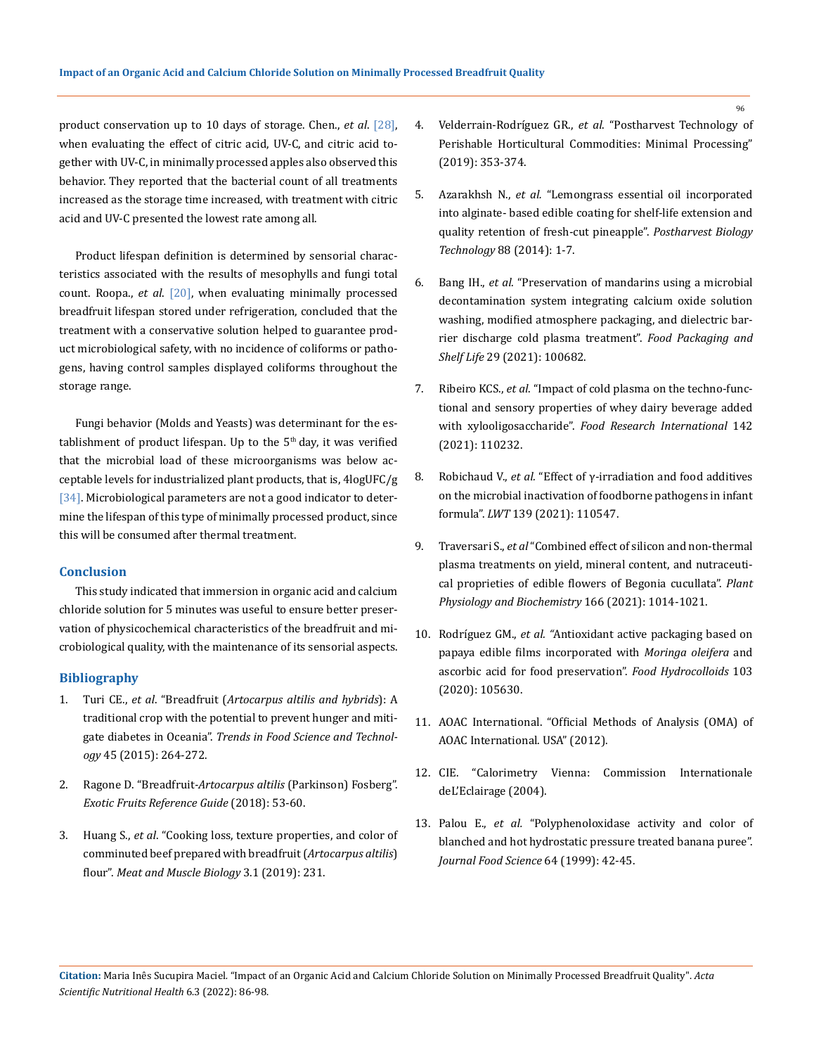product conservation up to 10 days of storage. Chen., *et al*. [28], when evaluating the effect of citric acid, UV-C, and citric acid together with UV-C, in minimally processed apples also observed this behavior. They reported that the bacterial count of all treatments increased as the storage time increased, with treatment with citric acid and UV-C presented the lowest rate among all.

Product lifespan definition is determined by sensorial characteristics associated with the results of mesophylls and fungi total count. Roopa., *et al*. [20], when evaluating minimally processed breadfruit lifespan stored under refrigeration, concluded that the treatment with a conservative solution helped to guarantee product microbiological safety, with no incidence of coliforms or pathogens, having control samples displayed coliforms throughout the storage range.

Fungi behavior (Molds and Yeasts) was determinant for the establishment of product lifespan. Up to the $5^{th}$ day, it was verified that the microbial load of these microorganisms was below acceptable levels for industrialized plant products, that is, 4logUFC/g [34]. Microbiological parameters are not a good indicator to determine the lifespan of this type of minimally processed product, since this will be consumed after thermal treatment.

## Conclusion

This study indicated that immersion in organic acid and calcium chloride solution for 5 minutes was useful to ensure better preservation of physicochemical characteristics of the breadfruit and microbiological quality, with the maintenance of its sensorial aspects.

## Bibliography

1. Turi CE., *et al*. "Breadfruit (*Artocarpus altilis and hybrids*): A traditional crop with the potential to prevent hunger and mitigate diabetes in Oceania". *Trends in Food Science and Technology* 45 (2015): 264-272.
2. Ragone D. "Breadfruit-*Artocarpus altilis* (Parkinson) Fosberg". *Exotic Fruits Reference Guide* (2018): 53-60.
3. Huang S., *et al*. "Cooking loss, texture properties, and color of comminuted beef prepared with breadfruit (*Artocarpus altilis*) flour". *Meat and Muscle Biology* 3.1 (2019): 231.
4. Velderrain-Rodríguez GR., *et al*. "Postharvest Technology of Perishable Horticultural Commodities: Minimal Processing" (2019): 353-374.
5. Azarakhsh N., *et al.* "Lemongrass essential oil incorporated into alginate- based edible coating for shelf-life extension and quality retention of fresh-cut pineapple". *Postharvest Biology Technology* 88 (2014): 1-7.
6. Bang IH., *et al*. "Preservation of mandarins using a microbial decontamination system integrating calcium oxide solution washing, modified atmosphere packaging, and dielectric barrier discharge cold plasma treatment". *Food Packaging and Shelf Life* 29 (2021): 100682.
7. Ribeiro KCS., *et al*. "Impact of cold plasma on the techno-functional and sensory properties of whey dairy beverage added with xylooligosaccharide". *Food Research International* 142 (2021): 110232.
8. Robichaud V., *et al.* "Effect of γ-irradiation and food additives on the microbial inactivation of foodborne pathogens in infant formula". *LWT* 139 (2021): 110547.
9. Traversari S., *et al* "Combined effect of silicon and non-thermal plasma treatments on yield, mineral content, and nutraceutical proprieties of edible flowers of Begonia cucullata". *Plant Physiology and Biochemistry* 166 (2021): 1014-1021.
10. Rodríguez GM., *et al.* "Antioxidant active packaging based on papaya edible films incorporated with *Moringa oleifera* and ascorbic acid for food preservation". *Food Hydrocolloids* 103 (2020): 105630.
11. AOAC International. "Official Methods of Analysis (OMA) of AOAC International. USA" (2012).
12. CIE. "Calorimetry Vienna: Commission Internationale deL'Eclairage (2004).
13. Palou E., *et al.* "Polyphenoloxidase activity and color of blanched and hot hydrostatic pressure treated banana puree". *Journal Food Science* 64 (1999): 42-45.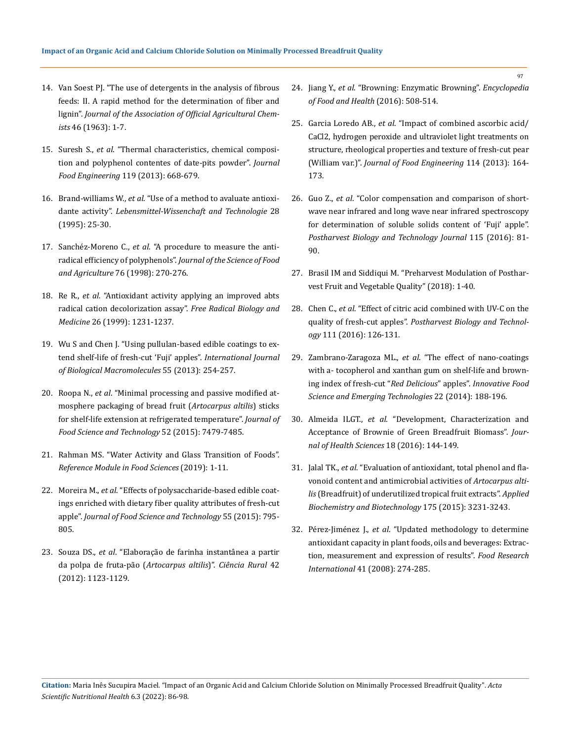14. Van Soest PJ. "The use of detergents in the analysis of fibrous feeds: II. A rapid method for the determination of fiber and lignin". *Journal of the Association of Official Agricultural Chemists* 46 (1963): 1-7.

15. Suresh S., *et al*. "Thermal characteristics, chemical composition and polyphenol contentes of date-pits powder". *Journal Food Engineering* 119 (2013): 668-679.

16. Brand-williams W., *et al*. "Use of a method to evaluate antioxidante activity". *Lebensmittel-Wissenschaft and Technologie* 28 (1995): 25-30.

17. Sanchéz-Moreno C., *et al*. "A procedure to measure the antiradical efficiency of polyphenols". *Journal of the Science of Food and Agriculture* 76 (1998): 270-276.

18. Re R., *et al.* "Antioxidant activity applying an improved abts radical cation decolorization assay". *Free Radical Biology and Medicine* 26 (1999): 1231-1237.

19. Wu S and Chen J. "Using pullulan-based edible coatings to extend shelf-life of fresh-cut 'Fuji' apples". *International Journal of Biological Macromolecules* 55 (2013): 254-257.

20. Roopa N., *et al*. "Minimal processing and passive modified atmosphere packaging of bread fruit (*Artocarpus altilis*) sticks for shelf-life extension at refrigerated temperature". *Journal of Food Science and Technology* 52 (2015): 7479-7485.

21. Rahman MS. "Water Activity and Glass Transition of Foods". *Reference Module in Food Sciences* (2019): 1-11.

22. Moreira M., *et al*. "Effects of polysaccharide-based edible coatings enriched with dietary fiber quality attributes of fresh-cut apple". *Journal of Food Science and Technology* 55 (2015): 795-805.

23. Souza DS., *et al*. "Elaboração de farinha instantânea a partir da polpa de fruta-pão (*Artocarpus altilis*)". *Ciência Rural* 42 (2012): 1123-1129.

24. Jiang Y., *et al*. "Browning: Enzymatic Browning". *Encyclopedia of Food and Health* (2016): 508-514.

25. Garcia Loredo AB., *et al*. "Impact of combined ascorbic acid/CaCl2, hydrogen peroxide and ultraviolet light treatments on structure, rheological properties and texture of fresh-cut pear (William var.)". *Journal of Food Engineering* 114 (2013): 164-173.

26. Guo Z., *et al*. "Color compensation and comparison of shortwave near infrared and long wave near infrared spectroscopy for determination of soluble solids content of 'Fuji' apple". *Postharvest Biology and Technology Journal* 115 (2016): 81-90.

27. Brasil IM and Siddiqui M. "Preharvest Modulation of Postharvest Fruit and Vegetable Quality" (2018): 1-40.

28. Chen C., *et al*. "Effect of citric acid combined with UV-C on the quality of fresh-cut apples". *Postharvest Biology and Technology* 111 (2016): 126-131.

29. Zambrano-Zaragoza ML., *et al*. "The effect of nano-coatings with a- tocopherol and xanthan gum on shelf-life and browning index of fresh-cut "*Red Delicious*" apples". *Innovative Food Science and Emerging Technologies* 22 (2014): 188-196.

30. Almeida ILGT., *et al.* "Development, Characterization and Acceptance of Brownie of Green Breadfruit Biomass". *Journal of Health Sciences* 18 (2016): 144-149.

31. Jalal TK., *et al*. "Evaluation of antioxidant, total phenol and flavonoid content and antimicrobial activities of *Artocarpus altilis* (Breadfruit) of underutilized tropical fruit extracts". *Applied Biochemistry and Biotechnology* 175 (2015): 3231-3243.

32. Pérez-Jiménez J., *et al*. "Updated methodology to determine antioxidant capacity in plant foods, oils and beverages: Extraction, measurement and expression of results". *Food Research International* 41 (2008): 274-285.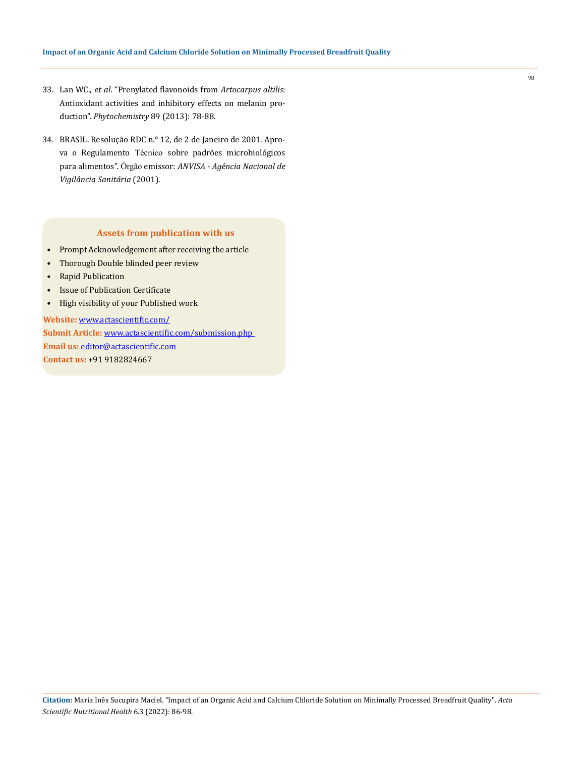33. Lan WC., *et al*. "Prenylated flavonoids from *Artocarpus altilis*: Antioxidant activities and inhibitory effects on melanin production". *Phytochemistry* 89 (2013): 78-88.

34. BRASIL. Resolução RDC n.° 12, de 2 de Janeiro de 2001. Aprova o Regulamento Técnico sobre padrões microbiológicos para alimentos". Órgão emissor: *ANVISA - Agência Nacional de Vigilância Sanitária* (2001).

**Assets from publication with us**

- Prompt Acknowledgement after receiving the article
- Thorough Double blinded peer review
- Rapid Publication
- Issue of Publication Certificate
- High visibility of your Published work

**Website:** www.actascientific.com/
**Submit Article:** www.actascientific.com/submission.php
**Email us:** editor@actascientific.com
**Contact us:** +91 9182824667